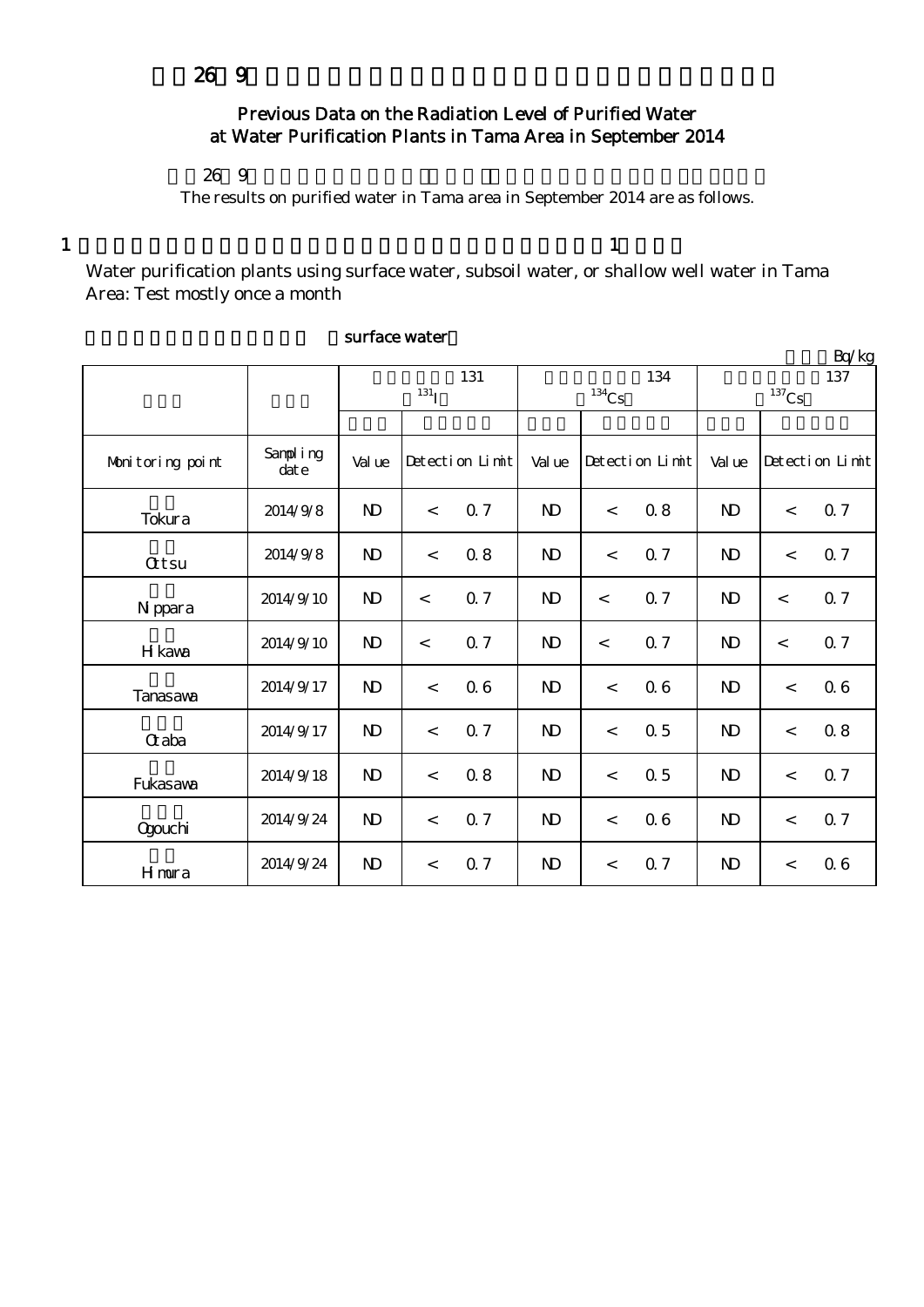26 9

## Previous Data on the Radiation Level of Purified Water at Water Purification Plants in Tama Area in September 2014

26 9

The results on purified water in Tama area in September 2014 are as follows.

1 　　　　　　　　　　　　　　　　　　　　　　　　　　　　　1

Water purification plants using surface water, subsoil water, or shallow well water in Tama Area: Test mostly once a month

surface water

Bq/kg

| | | 131 ($^{131}I$) | | 134 ($^{134}Cs$) | | 137 ($^{137}Cs$) | |
|---|---|---|---|---|---|---|---|
| Monitoring point | Sampling date | Value | Detection Limit | Value | Detection Limit | Value | Detection Limit |
| Tokura | 2014/9/8 | ND | < 0.7 | ND | < 0.8 | ND | < 0.7 |
| Ottsu | 2014/9/8 | ND | < 0.8 | ND | < 0.7 | ND | < 0.7 |
| Nippara | 2014/9/10 | ND | < 0.7 | ND | < 0.7 | ND | < 0.7 |
| Hikawa | 2014/9/10 | ND | < 0.7 | ND | < 0.7 | ND | < 0.7 |
| Tanasawa | 2014/9/17 | ND | < 0.6 | ND | < 0.6 | ND | < 0.6 |
| Otaba | 2014/9/17 | ND | < 0.7 | ND | < 0.5 | ND | < 0.8 |
| Fukasawa | 2014/9/18 | ND | < 0.8 | ND | < 0.5 | ND | < 0.7 |
| Ogouchi | 2014/9/24 | ND | < 0.7 | ND | < 0.6 | ND | < 0.7 |
| Himura | 2014/9/24 | ND | < 0.7 | ND | < 0.7 | ND | < 0.6 |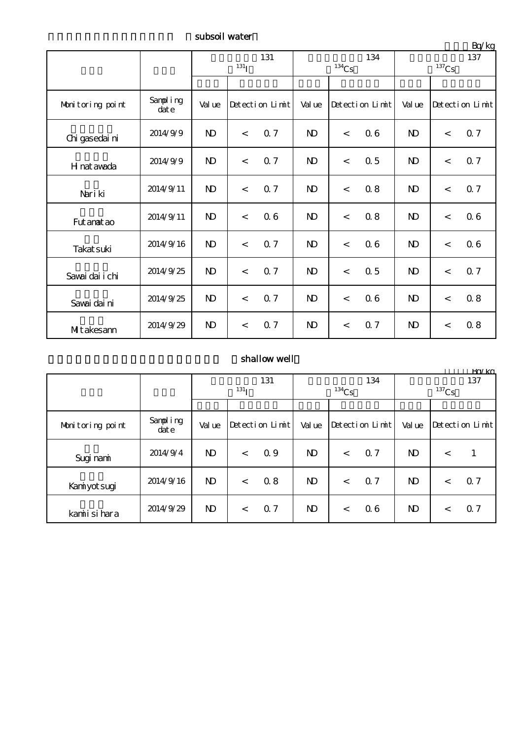subsoil water

Bq/kg

| | | 131 $^{131}I$ | | 134 $^{134}Cs$ | | 137 $^{137}Cs$ | |
|---|---|---|---|---|---|---|---|
| Monitoring point | Sampling date | Value | Detection Limit | Value | Detection Limit | Value | Detection Limit |
| Chigasedaini | 2014/9/9 | ND | < 0.7 | ND | < 0.6 | ND | < 0.7 |
| Hinatawada | 2014/9/9 | ND | < 0.7 | ND | < 0.5 | ND | < 0.7 |
| Nariki | 2014/9/11 | ND | < 0.7 | ND | < 0.8 | ND | < 0.7 |
| Futamatao | 2014/9/11 | ND | < 0.6 | ND | < 0.8 | ND | < 0.6 |
| Takatsuki | 2014/9/16 | ND | < 0.7 | ND | < 0.6 | ND | < 0.6 |
| Sawaidaiichi | 2014/9/25 | ND | < 0.7 | ND | < 0.5 | ND | < 0.7 |
| Sawaidaini | 2014/9/25 | ND | < 0.7 | ND | < 0.6 | ND | < 0.8 |
| Mitakesann | 2014/9/29 | ND | < 0.7 | ND | < 0.7 | ND | < 0.8 |

shallow well

Bq/kg

| | | 131 $^{131}I$ | | 134 $^{134}Cs$ | | 137 $^{137}Cs$ | |
|---|---|---|---|---|---|---|---|
| Monitoring point | Sampling date | Value | Detection Limit | Value | Detection Limit | Value | Detection Limit |
| Suginami | 2014/9/4 | ND | < 0.9 | ND | < 0.7 | ND | < 1 |
| Kamiyotsugi | 2014/9/16 | ND | < 0.8 | ND | < 0.7 | ND | < 0.7 |
| kamiisihara | 2014/9/29 | ND | < 0.7 | ND | < 0.6 | ND | < 0.7 |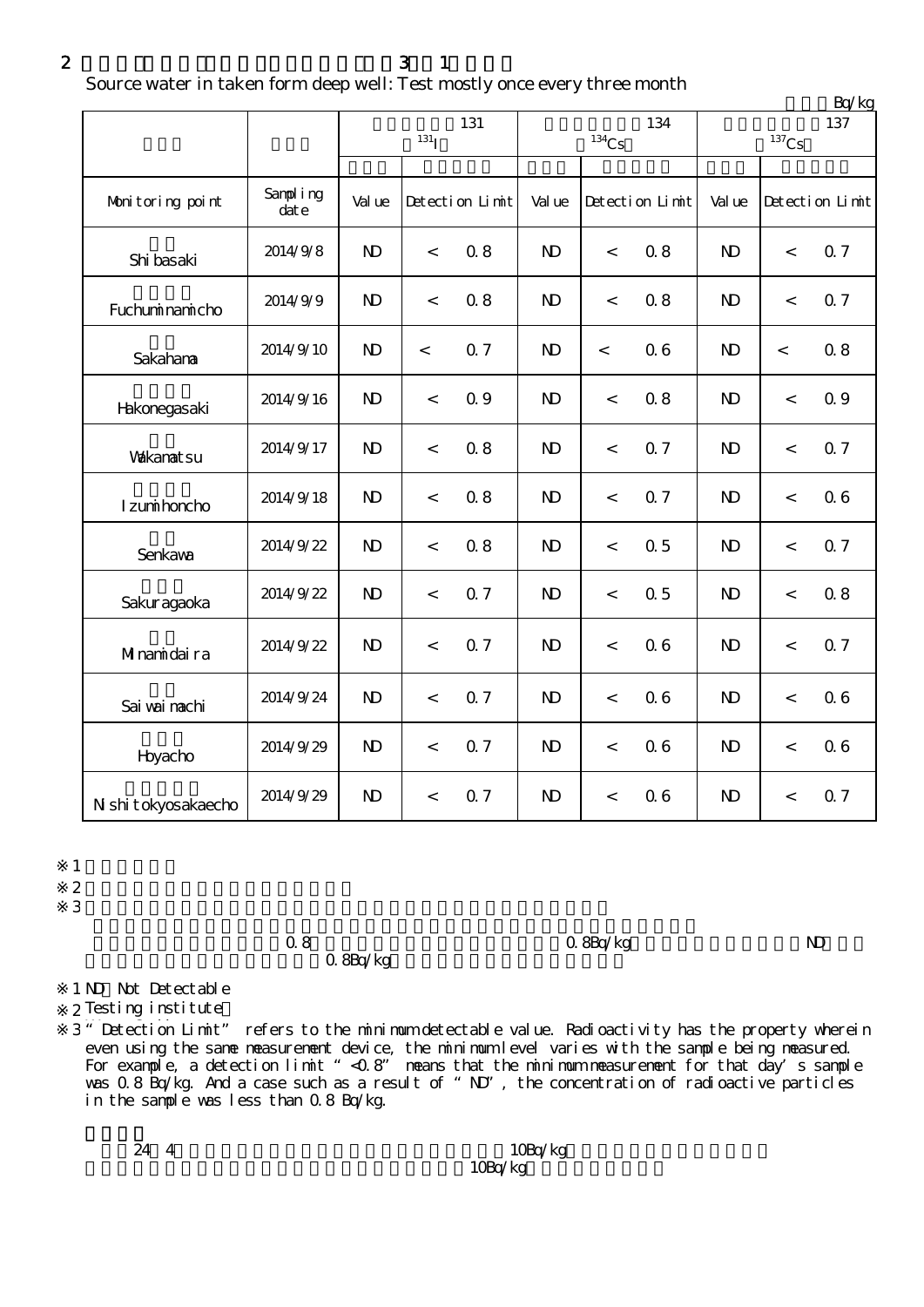2 3 1

Source water in taken form deep well: Test mostly once every three month

Bq/kg

| | | 131 $^{131}$I | | | 134 $^{134}$Cs | | | 137 $^{137}$Cs | | |
|---|---|---|---|---|---|---|---|---|---|---|
| Monitoring point | Sampling date | Value | Detection Limit | | Value | Detection Limit | | Value | Detection Limit | |
| Shibasaki | 2014/9/8 | ND | < | 0.8 | ND | < | 0.8 | ND | < | 0.7 |
| Fuchuminamicho | 2014/9/9 | ND | < | 0.8 | ND | < | 0.8 | ND | < | 0.7 |
| Sakahama | 2014/9/10 | ND | < | 0.7 | ND | < | 0.6 | ND | < | 0.8 |
| Hakonegasaki | 2014/9/16 | ND | < | 0.9 | ND | < | 0.8 | ND | < | 0.9 |
| Wakamatsu | 2014/9/17 | ND | < | 0.8 | ND | < | 0.7 | ND | < | 0.7 |
| Izumihoncho | 2014/9/18 | ND | < | 0.8 | ND | < | 0.7 | ND | < | 0.6 |
| Senkawa | 2014/9/22 | ND | < | 0.8 | ND | < | 0.5 | ND | < | 0.7 |
| Sakuragaoka | 2014/9/22 | ND | < | 0.7 | ND | < | 0.5 | ND | < | 0.8 |
| Minamidaira | 2014/9/22 | ND | < | 0.7 | ND | < | 0.6 | ND | < | 0.7 |
| Saiwaimachi | 2014/9/24 | ND | < | 0.7 | ND | < | 0.6 | ND | < | 0.6 |
| Hoyacho | 2014/9/29 | ND | < | 0.7 | ND | < | 0.6 | ND | < | 0.6 |
| Nishitokyosakaecho | 2014/9/29 | ND | < | 0.7 | ND | < | 0.6 | ND | < | 0.7 |

※1
※2
※3

0.8 0.8Bq/kg ND
0.8Bq/kg

※1 ND: Not Detectable

※2 Testing institute

※3 "Detection Limit" refers to the minimum detectable value. Radioactivity has the property wherein even using the same measurement device, the minimum level varies with the sample being measured. For example, a detection limit "<0.8" means that the minimum measurement for that day's sample was 0.8 Bq/kg. And a case such as a result of "ND", the concentration of radioactive particles in the sample was less than 0.8 Bq/kg.

24 4 10Bq/kg
10Bq/kg